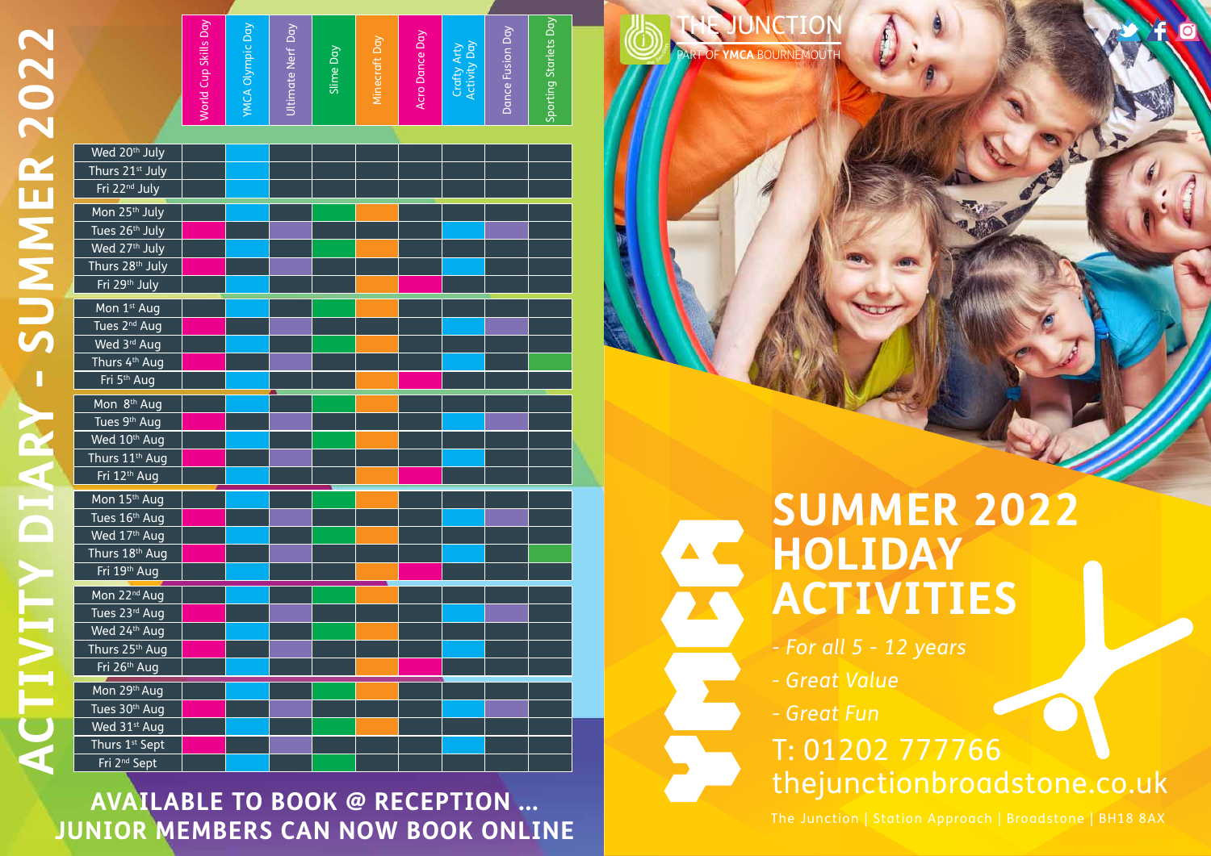# ACTIVITY DIARY - SUMMER 2022

| | World Cup Skills Day | YMCA Olympic Day | Ultimate Nerf Day | Slime Day | Minecraft Day | Acro Dance Day | Crafty Arty Activity Day | Dance Fusion Day | Sporting Starlets Day |
|---|---|---|---|---|---|---|---|---|---|
| Wed 20th July | | ● | | | | | | | |
| Thurs 21st July | | ● | | | | | | | |
| Fri 22nd July | | ● | | | | | | | |
| Mon 25th July | | ● | | ● | ● | | | | |
| Tues 26th July | ● | | ● | | | | ● | ● | |
| Wed 27th July | | ● | | ● | ● | | | | |
| Thurs 28th July | ● | | ● | | | | ● | | |
| Fri 29th July | | ● | | | ● | ● | | | |
| Mon 1st Aug | | ● | | ● | ● | | | | |
| Tues 2nd Aug | ● | | ● | | | | ● | ● | |
| Wed 3rd Aug | | ● | | ● | ● | | | | |
| Thurs 4th Aug | ● | | ● | | | | ● | | ● |
| Fri 5th Aug | | ● | | | ● | ● | | | |
| Mon 8th Aug | | ● | | ● | ● | | | | |
| Tues 9th Aug | ● | | ● | | | | ● | ● | |
| Wed 10th Aug | | ● | | ● | ● | | | | |
| Thurs 11th Aug | ● | | ● | | | | ● | | |
| Fri 12th Aug | | ● | | | ● | ● | | | |
| Mon 15th Aug | | ● | | ● | ● | | | | |
| Tues 16th Aug | ● | | ● | | | | ● | ● | |
| Wed 17th Aug | | ● | | ● | ● | | | | |
| Thurs 18th Aug | ● | | ● | | | | ● | | ● |
| Fri 19th Aug | | ● | | | ● | ● | | | |
| Mon 22nd Aug | | ● | | ● | ● | | | | |
| Tues 23rd Aug | ● | | ● | | | | ● | ● | |
| Wed 24th Aug | | ● | | ● | ● | | | | |
| Thurs 25th Aug | ● | | ● | | | | ● | | |
| Fri 26th Aug | | ● | | | ● | ● | | | |
| Mon 29th Aug | | ● | | ● | ● | | | | |
| Tues 30th Aug | ● | | ● | | | | ● | ● | |
| Wed 31st Aug | | ● | | ● | ● | | | | |
| Thurs 1st Sept | ● | | ● | | | | ● | | |
| Fri 2nd Sept | | ● | | | | | | | |

**AVAILABLE TO BOOK @ RECEPTION ...**
**JUNIOR MEMBERS CAN NOW BOOK ONLINE**

THE JUNCTION
PART OF **YMCA** BOURNEMOUTH

# SUMMER 2022 HOLIDAY ACTIVITIES

- *For all 5 - 12 years*
- *Great Value*
- *Great Fun*

T: 01202 777766
thejunctionbroadstone.co.uk

The Junction | Station Approach | Broadstone | BH18 8AX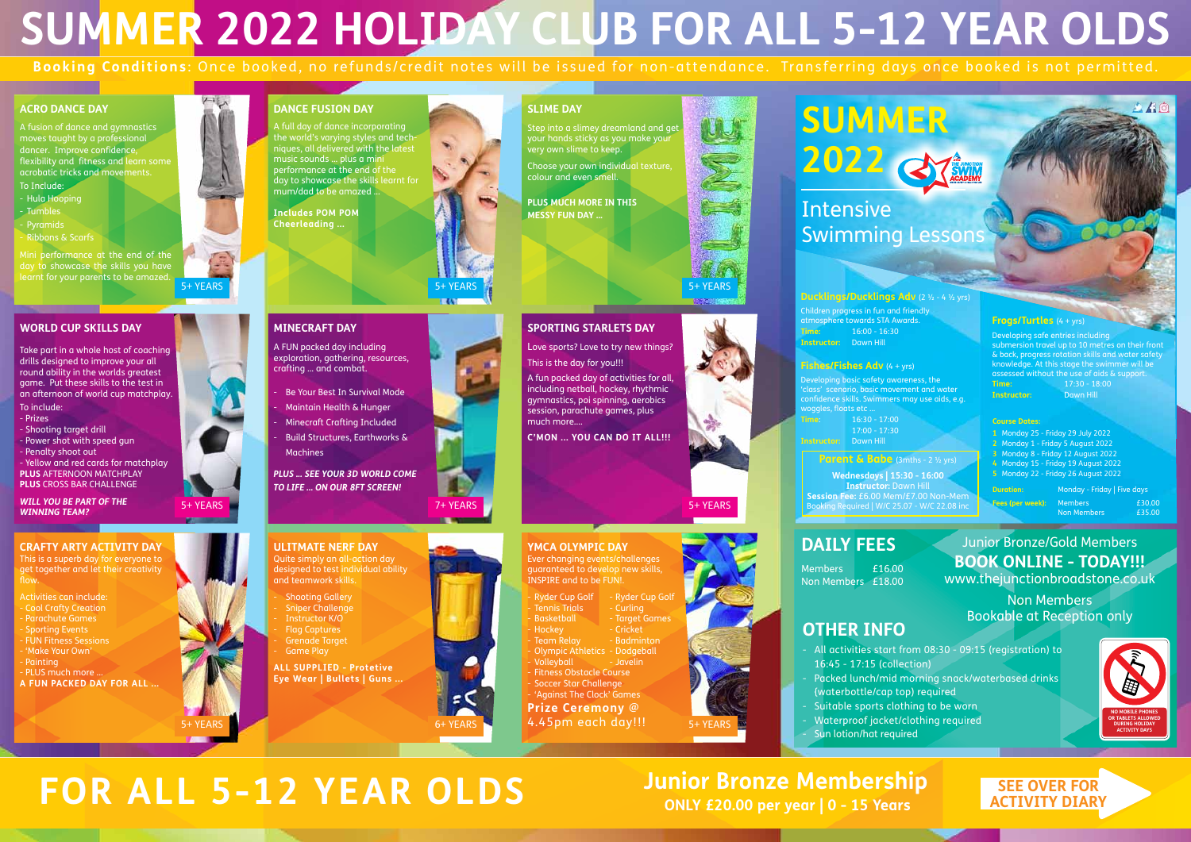# SUMMER 2022 HOLIDAY CLUB FOR ALL 5-12 YEAR OLDS

**Booking Conditions**: Once booked, no refunds/credit notes will be issued for non-attendance. Transferring days once booked is not permitted.

## ACRO DANCE DAY

A fusion of dance and gymnastics moves taught by a professional dancer. Improve confidence, flexibility and fitness and learn some acrobatic tricks and movements.

To Include:

- Hula Hooping
- Tumbles
- Pyramids
- Ribbons & Scarfs

Mini performance at the end of the day to showcase the skills you have learnt for your parents to be amazed.

5+ YEARS

## DANCE FUSION DAY

A full day of dance incorporating the world's varying styles and techniques, all delivered with the latest music sounds ... plus a mini performance at the end of the day to showcase the skills learnt for mum/dad to be amazed ...

**Includes POM POM Cheerleading ...**

5+ YEARS

## SLIME DAY

Step into a slimey dreamland and get your hands sticky as you make your very own slime to keep.

Choose your own individual texture, colour and even smell.

**PLUS MUCH MORE IN THIS MESSY FUN DAY ...**

5+ YEARS

## WORLD CUP SKILLS DAY

Take part in a whole host of coaching drills designed to improve your all round ability in the worlds greatest game. Put these skills to the test in an afternoon of world cup matchplay.

To include:

- Prizes
- Shooting target drill
- Power shot with speed gun
- Penalty shoot out
- Yellow and red cards for matchplay

**PLUS** AFTERNOON MATCHPLAY
**PLUS** CROSS BAR CHALLENGE

***WILL YOU BE PART OF THE WINNING TEAM?***

5+ YEARS

## MINECRAFT DAY

A FUN packed day including exploration, gathering, resources, crafting ... and combat.

- Be Your Best In Survival Mode
- Maintain Health & Hunger
- Minecraft Crafting Included
- Build Structures, Earthworks & Machines

***PLUS ... SEE YOUR 3D WORLD COME TO LIFE ... ON OUR 8FT SCREEN!***

7+ YEARS

## SPORTING STARLETS DAY

Love sports? Love to try new things?

This is the day for you!!!

A fun packed day of activities for all, including netball, hockey, rhythmic gymnastics, poi spinning, aerobics session, parachute games, plus much more....

**C'MON ... YOU CAN DO IT ALL!!!**

5+ YEARS

## CRAFTY ARTY ACTIVITY DAY

This is a superb day for everyone to get together and let their creativity flow.

Activities can include:

- Cool Crafty Creation
- Parachute Games
- Sporting Events
- FUN Fitness Sessions
- 'Make Your Own'
- Painting
- PLUS much more ...

**A FUN PACKED DAY FOR ALL ...**

5+ YEARS

## ULLTIMATE NERF DAY

Quite simply an all-action day designed to test individual ability and teamwork skills.

- Shooting Gallery
- Sniper Challenge
- Instructor K/O
- Flag Captures
- Grenade Target
- Game Play

**ALL SUPPLIED - Protetive Eye Wear | Bullets | Guns ...**

6+ YEARS

## YMCA OLYMPIC DAY

Ever changing events/challenges guaranteed to develop new skills, INSPIRE and to be FUN!.

- Ryder Cup Golf
- Tennis Trials
- Basketball
- Hockey
- Team Relay
- Olympic Athletics
- Volleyball
- Ryder Cup Golf
- Curling
- Target Games
- Cricket
- Badminton
- Dodgeball
- Javelin
- Fitness Obstacle Course
- Soccer Star Challenge
- 'Against The Clock' Games

**Prize Ceremony @ 4.45pm each day!!!**

5+ YEARS

# SUMMER 2022

THE JUNCTION SWIM ACADEMY

## Intensive Swimming Lessons

### Ducklings/Ducklings Adv (2 ½ - 4 ½ yrs)

Children progress in fun and friendly atmosphere towards STA Awards.

**Time:** 16:00 - 16:30
**Instructor:** Dawn Hill

### Fishes/Fishes Adv (4 + yrs)

Developing basic safety awareness, the 'class' scenario, basic movement and water confidence skills. Swimmers may use aids, e.g. woggles, floats etc ...

**Time:** 16:30 - 17:00
17:00 - 17:30
**Instructor:** Dawn Hill

### Parent & Babe (3mths - 2 ½ yrs)

**Wednesdays | 15:30 - 16:00**
**Instructor:** Dawn Hill
**Session Fee:** £6.00 Mem/£7.00 Non-Mem
Booking Required | W/C 25.07 - W/C 22.08 inc

### Frogs/Turtles (4 + yrs)

Developing safe entries including submersion travel up to 10 metres on their front & back, progress rotation skills and water safety knowledge. At this stage the swimmer will be assessed without the use of aids & support.

**Time:** 17:30 - 18:00
**Instructor:** Dawn Hill

**Course Dates:**

1. Monday 25 - Friday 29 July 2022
2. Monday 1 - Friday 5 August 2022
3. Monday 8 - Friday 12 August 2022
4. Monday 15 - Friday 19 August 2022
5. Monday 22 - Friday 26 August 2022

**Duration:** Monday - Friday | Five days

**Fees (per week):** Members £30.00, Non Members £35.00

## DAILY FEES

Members £16.00
Non Members £18.00

Junior Bronze/Gold Members
**BOOK ONLINE - TODAY!!!**
www.thejunctionbroadstone.co.uk

Non Members
Bookable at Reception only

## OTHER INFO

- All activities start from 08:30 - 09:15 (registration) to 16:45 - 17:15 (collection)
- Packed lunch/mid morning snack/waterbased drinks (waterbottle/cap top) required
- Suitable sports clothing to be worn
- Waterproof jacket/clothing required
- Sun lotion/hat required

NO MOBILE PHONES OR TABLETS ALLOWED DURING HOLIDAY ACTIVITY DAYS

# FOR ALL 5-12 YEAR OLDS

**Junior Bronze Membership**
**ONLY £20.00 per year | 0 - 15 Years**

**SEE OVER FOR ACTIVITY DIARY**